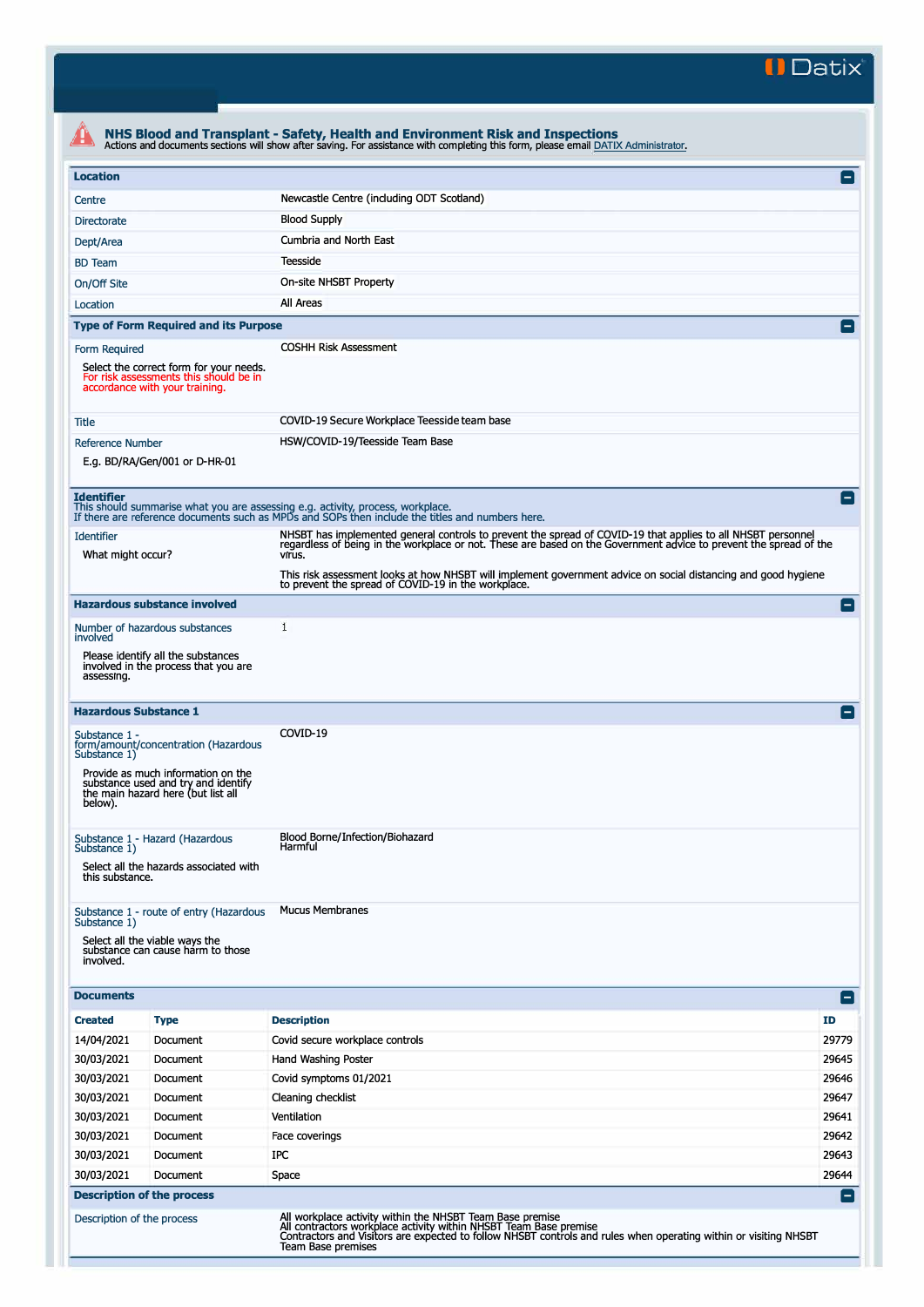# NHS Blood and Transplant - Safety, Health and Environment Risk and Inspections

Actions and documents sections will show after saving. For assistance with completing this form, please email DATIX Administrator.

## Location

| | |
|---|---|
| Centre | Newcastle Centre (including ODT Scotland) |
| Directorate | Blood Supply |
| Dept/Area | Cumbria and North East |
| BD Team | Teesside |
| On/Off Site | On-site NHSBT Property |
| Location | All Areas |

## Type of Form Required and its Purpose

| | |
|---|---|
| Form Required<br><br>Select the correct form for your needs. For risk assessments this should be in accordance with your training. | COSHH Risk Assessment |
| Title | COVID-19 Secure Workplace Teesside team base |
| Reference Number<br><br>E.g. BD/RA/Gen/001 or D-HR-01 | HSW/COVID-19/Teesside Team Base |

## Identifier

This should summarise what you are assessing e.g. activity, process, workplace.
If there are reference documents such as MPDs and SOPs then include the titles and numbers here.

| | |
|---|---|
| Identifier<br><br>What might occur? | NHSBT has implemented general controls to prevent the spread of COVID-19 that applies to all NHSBT personnel regardless of being in the workplace or not. These are based on the Government advice to prevent the spread of the virus.<br><br>This risk assessment looks at how NHSBT will implement government advice on social distancing and good hygiene to prevent the spread of COVID-19 in the workplace. |

## Hazardous substance involved

| | |
|---|---|
| Number of hazardous substances involved<br><br>Please identify all the substances involved in the process that you are assessing. | 1 |

## Hazardous Substance 1

| | |
|---|---|
| Substance 1 - form/amount/concentration (Hazardous Substance 1)<br><br>Provide as much information on the substance used and try and identify the main hazard here (but list all below). | COVID-19 |
| Substance 1 - Hazard (Hazardous Substance 1)<br><br>Select all the hazards associated with this substance. | Blood Borne/Infection/Biohazard<br>Harmful |
| Substance 1 - route of entry (Hazardous Substance 1)<br><br>Select all the viable ways the substance can cause harm to those involved. | Mucus Membranes |

## Documents

| Created | Type | Description | ID |
|---|---|---|---|
| 14/04/2021 | Document | Covid secure workplace controls | 29779 |
| 30/03/2021 | Document | Hand Washing Poster | 29645 |
| 30/03/2021 | Document | Covid symptoms 01/2021 | 29646 |
| 30/03/2021 | Document | Cleaning checklist | 29647 |
| 30/03/2021 | Document | Ventilation | 29641 |
| 30/03/2021 | Document | Face coverings | 29642 |
| 30/03/2021 | Document | IPC | 29643 |
| 30/03/2021 | Document | Space | 29644 |

## Description of the process

| | |
|---|---|
| Description of the process | All workplace activity within the NHSBT Team Base premise<br>All contractors workplace activity within NHSBT Team Base premise<br>Contractors and Visitors are expected to follow NHSBT controls and rules when operating within or visiting NHSBT Team Base premises |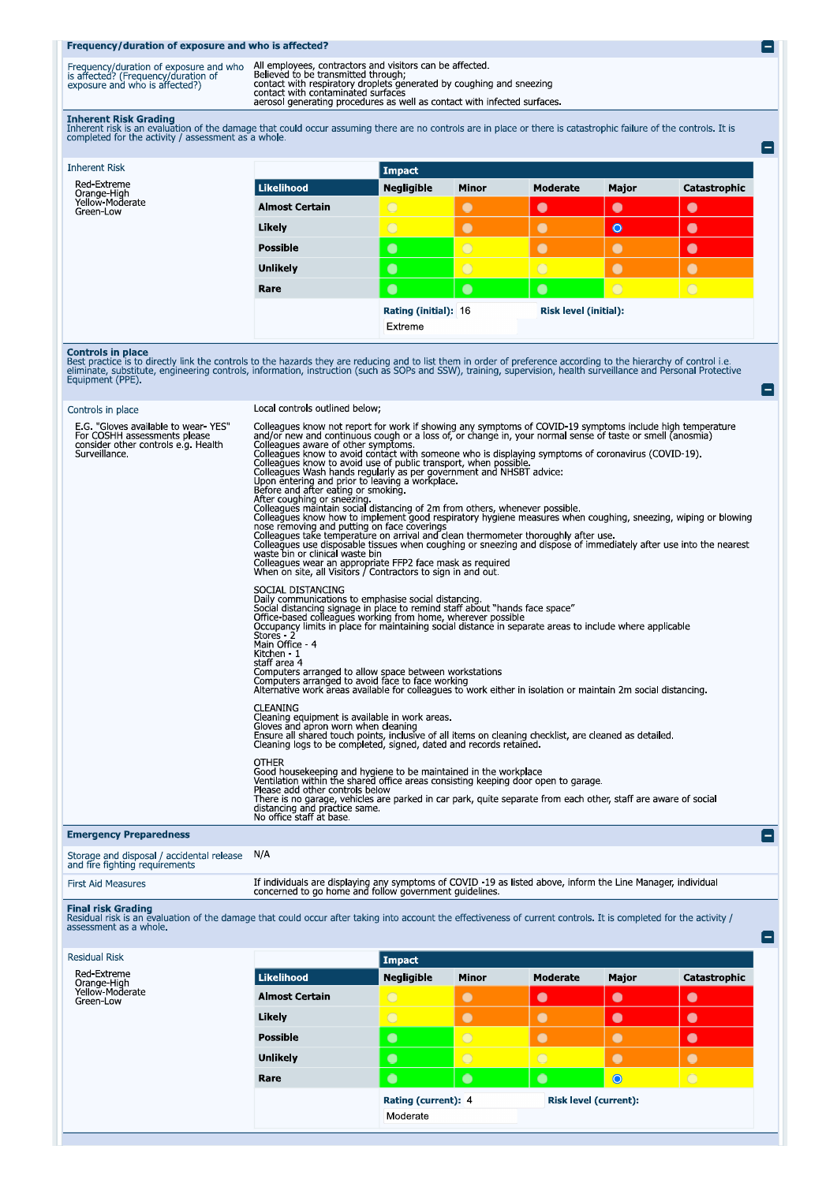## Frequency/duration of exposure and who is affected?

| | |
|---|---|
| Frequency/duration of exposure and who is affected? (Frequency/duration of exposure and who is affected?) | All employees, contractors and visitors can be affected. Believed to be transmitted through; contact with respiratory droplets generated by coughing and sneezing contact with contaminated surfaces aerosol generating procedures as well as contact with infected surfaces. |

## Inherent Risk Grading

Inherent risk is an evaluation of the damage that could occur assuming there are no controls are in place or there is catastrophic failure of the controls. It is completed for the activity / assessment as a whole.

**Inherent Risk**

Red-Extreme
Orange-High
Yellow-Moderate
Green-Low

| Likelihood | Impact: Negligible | Minor | Moderate | Major | Catastrophic |
|---|---|---|---|---|---|
| **Almost Certain** | Yellow | Orange | Red | Red | Red |
| **Likely** | Yellow | Orange | Orange | Red (selected) | Red |
| **Possible** | Green | Yellow | Orange | Orange | Red |
| **Unlikely** | Green | Yellow | Yellow | Orange | Orange |
| **Rare** | Green | Green | Green | Yellow | Yellow |

**Rating (initial):** 16 **Risk level (initial):** Extreme

## Controls in place

Best practice is to directly link the controls to the hazards they are reducing and to list them in order of preference according to the hierarchy of control i.e. eliminate, substitute, engineering controls, information, instruction (such as SOPs and SSW), training, supervision, health surveillance and Personal Protective Equipment (PPE).

**Controls in place**

E.G. "Gloves available to wear- YES" For COSHH assessments please consider other controls e.g. Health Surveillance.

Local controls outlined below;

Colleagues know not report for work if showing any symptoms of COVID-19 symptoms include high temperature and/or new and continuous cough or a loss of, or change in, your normal sense of taste or smell (anosmia)
Colleagues aware of other symptoms.
Colleagues know to avoid contact with someone who is displaying symptoms of coronavirus (COVID-19).
Colleagues know to avoid use of public transport, when possible.
Colleagues Wash hands regularly as per government and NHSBT advice:
Upon entering and prior to leaving a workplace.
Before and after eating or smoking.
After coughing or sneezing.
Colleagues maintain social distancing of 2m from others, whenever possible.
Colleagues know how to implement good respiratory hygiene measures when coughing, sneezing, wiping or blowing nose removing and putting on face coverings
Colleagues take temperature on arrival and clean thermometer thoroughly after use.
Colleagues use disposable tissues when coughing or sneezing and dispose of immediately after use into the nearest waste bin or clinical waste bin
Colleagues wear an appropriate FFP2 face mask as required
When on site, all Visitors / Contractors to sign in and out.

SOCIAL DISTANCING
Daily communications to emphasise social distancing.
Social distancing signage in place to remind staff about "hands face space"
Office-based colleagues working from home, wherever possible
Occupancy limits in place for maintaining social distance in separate areas to include where applicable
Stores - 2
Main Office - 4
Kitchen - 1
staff area 4
Computers arranged to allow space between workstations
Computers arranged to avoid face to face working
Alternative work areas available for colleagues to work either in isolation or maintain 2m social distancing.

CLEANING
Cleaning equipment is available in work areas.
Gloves and apron worn when cleaning
Ensure all shared touch points, inclusive of all items on cleaning checklist, are cleaned as detailed.
Cleaning logs to be completed, signed, dated and records retained.

OTHER
Good housekeeping and hygiene to be maintained in the workplace
Ventilation within the shared office areas consisting keeping door open to garage.
Please add other controls below
There is no garage, vehicles are parked in car park, quite separate from each other, staff are aware of social distancing and practice same.
No office staff at base.

## Emergency Preparedness

| | |
|---|---|
| Storage and disposal / accidental release and fire fighting requirements | N/A |
| First Aid Measures | If individuals are displaying any symptoms of COVID -19 as listed above, inform the Line Manager, individual concerned to go home and follow government guidelines. |

## Final risk Grading

Residual risk is an evaluation of the damage that could occur after taking into account the effectiveness of current controls. It is completed for the activity / assessment as a whole.

**Residual Risk**

Red-Extreme
Orange-High
Yellow-Moderate
Green-Low

| Likelihood | Impact: Negligible | Minor | Moderate | Major | Catastrophic |
|---|---|---|---|---|---|
| **Almost Certain** | Yellow | Orange | Red | Red | Red |
| **Likely** | Yellow | Orange | Orange | Red | Red |
| **Possible** | Green | Yellow | Orange | Orange | Red |
| **Unlikely** | Green | Yellow | Yellow | Orange | Orange |
| **Rare** | Green | Green | Green | Yellow (selected) | Yellow |

**Rating (current):** 4 **Risk level (current):** Moderate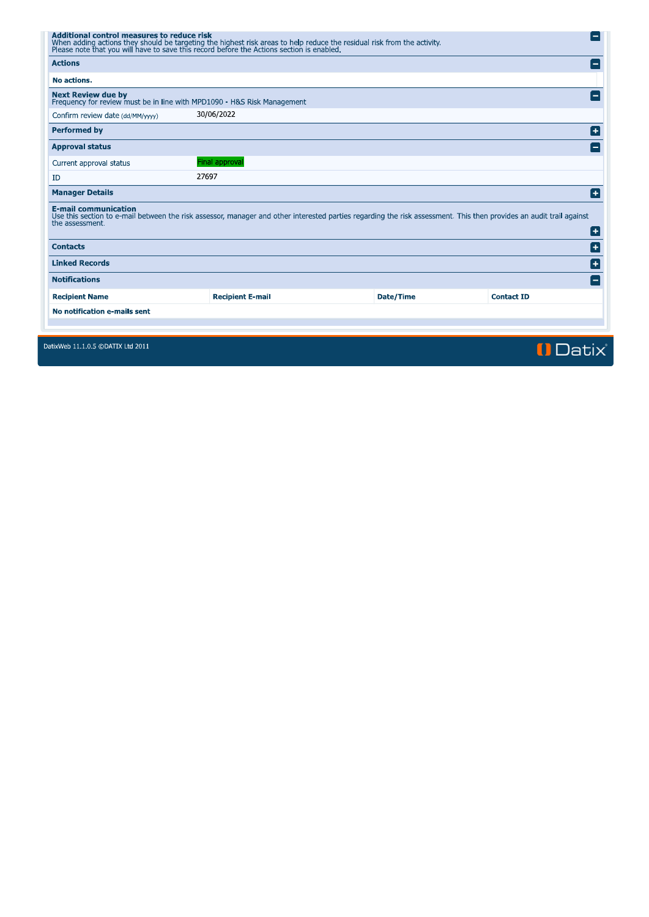**Additional control measures to reduce risk**
When adding actions they should be targeting the highest risk areas to help reduce the residual risk from the activity.
Please note that you will have to save this record before the Actions section is enabled.

**Actions**

**No actions.**

**Next Review due by**
Frequency for review must be in line with MPD1090 - H&S Risk Management

| | |
|---|---|
| Confirm review date (dd/MM/yyyy) | 30/06/2022 |

**Performed by**

**Approval status**

| | |
|---|---|
| Current approval status | Final approval |
| ID | 27697 |

**Manager Details**

**E-mail communication**
Use this section to e-mail between the risk assessor, manager and other interested parties regarding the risk assessment. This then provides an audit trail against the assessment.

**Contacts**

**Linked Records**

**Notifications**

| Recipient Name | Recipient E-mail | Date/Time | Contact ID |
|---|---|---|---|
| **No notification e-mails sent** | | | |

DatixWeb 11.1.0.5 ©DATIX Ltd 2011